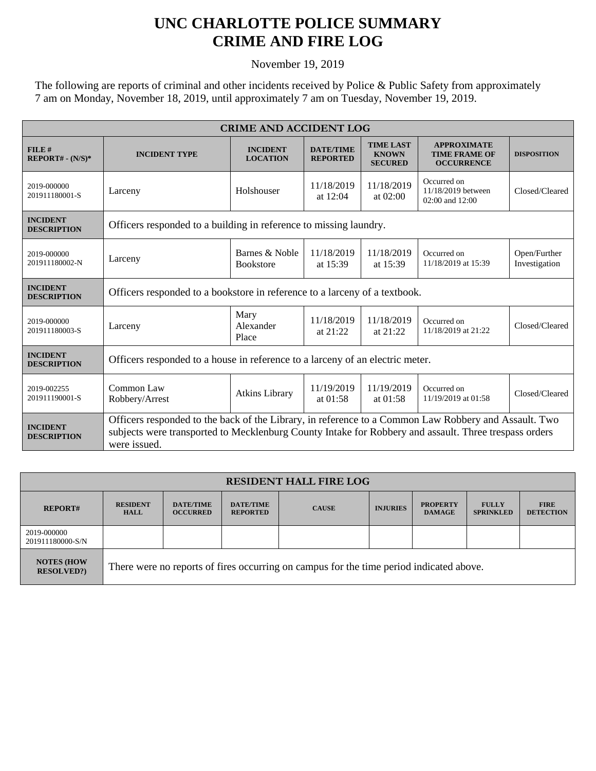# UNC CHARLOTTE POLICE SUMMARY
# CRIME AND FIRE LOG

November 19, 2019

The following are reports of criminal and other incidents received by Police & Public Safety from approximately 7 am on Monday, November 18, 2019, until approximately 7 am on Tuesday, November 19, 2019.

| CRIME AND ACCIDENT LOG | | | | | | |
|---|---|---|---|---|---|---|
| **FILE # REPORT# - (N/S)*** | **INCIDENT TYPE** | **INCIDENT LOCATION** | **DATE/TIME REPORTED** | **TIME LAST KNOWN SECURED** | **APPROXIMATE TIME FRAME OF OCCURRENCE** | **DISPOSITION** |
| 2019-000000 201911180001-S | Larceny | Holshouser | 11/18/2019 at 12:04 | 11/18/2019 at 02:00 | Occurred on 11/18/2019 between 02:00 and 12:00 | Closed/Cleared |
| **INCIDENT DESCRIPTION** | Officers responded to a building in reference to missing laundry. | | | | | |
| 2019-000000 201911180002-N | Larceny | Barnes & Noble Bookstore | 11/18/2019 at 15:39 | 11/18/2019 at 15:39 | Occurred on 11/18/2019 at 15:39 | Open/Further Investigation |
| **INCIDENT DESCRIPTION** | Officers responded to a bookstore in reference to a larceny of a textbook. | | | | | |
| 2019-000000 201911180003-S | Larceny | Mary Alexander Place | 11/18/2019 at 21:22 | 11/18/2019 at 21:22 | Occurred on 11/18/2019 at 21:22 | Closed/Cleared |
| **INCIDENT DESCRIPTION** | Officers responded to a house in reference to a larceny of an electric meter. | | | | | |
| 2019-002255 201911190001-S | Common Law Robbery/Arrest | Atkins Library | 11/19/2019 at 01:58 | 11/19/2019 at 01:58 | Occurred on 11/19/2019 at 01:58 | Closed/Cleared |
| **INCIDENT DESCRIPTION** | Officers responded to the back of the Library, in reference to a Common Law Robbery and Assault. Two subjects were transported to Mecklenburg County Intake for Robbery and assault. Three trespass orders were issued. | | | | | |

| RESIDENT HALL FIRE LOG | | | | | | | | |
|---|---|---|---|---|---|---|---|---|
| **REPORT#** | **RESIDENT HALL** | **DATE/TIME OCCURRED** | **DATE/TIME REPORTED** | **CAUSE** | **INJURIES** | **PROPERTY DAMAGE** | **FULLY SPRINKLED** | **FIRE DETECTION** |
| 2019-000000 201911180000-S/N | | | | | | | | |
| **NOTES (HOW RESOLVED?)** | There were no reports of fires occurring on campus for the time period indicated above. | | | | | | | |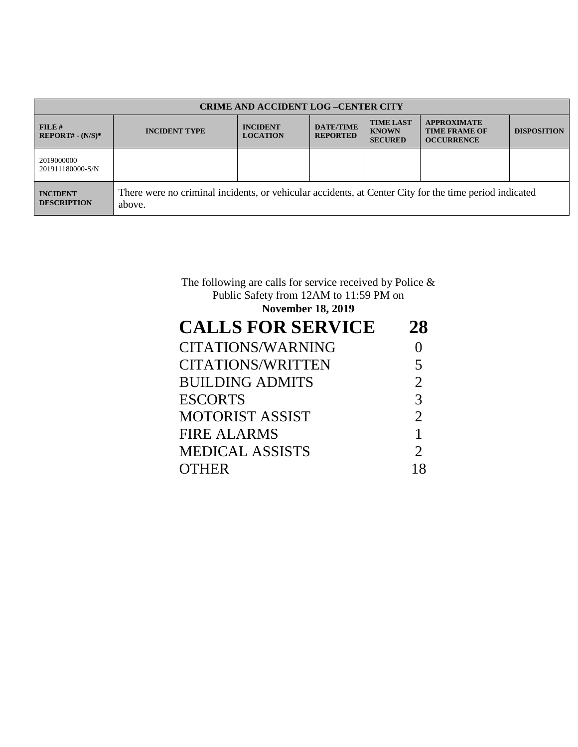| CRIME AND ACCIDENT LOG –CENTER CITY | | | | | | |
|---|---|---|---|---|---|---|
| **FILE # REPORT# - (N/S)*** | **INCIDENT TYPE** | **INCIDENT LOCATION** | **DATE/TIME REPORTED** | **TIME LAST KNOWN SECURED** | **APPROXIMATE TIME FRAME OF OCCURRENCE** | **DISPOSITION** |
| 2019000000 201911180000-S/N | | | | | | |
| **INCIDENT DESCRIPTION** | There were no criminal incidents, or vehicular accidents, at Center City for the time period indicated above. | | | | | |

The following are calls for service received by Police & Public Safety from 12AM to 11:59 PM on

**November 18, 2019**

| | |
|---|---|
| **CALLS FOR SERVICE** | **28** |
| CITATIONS/WARNING | 0 |
| CITATIONS/WRITTEN | 5 |
| BUILDING ADMITS | 2 |
| ESCORTS | 3 |
| MOTORIST ASSIST | 2 |
| FIRE ALARMS | 1 |
| MEDICAL ASSISTS | 2 |
| OTHER | 18 |